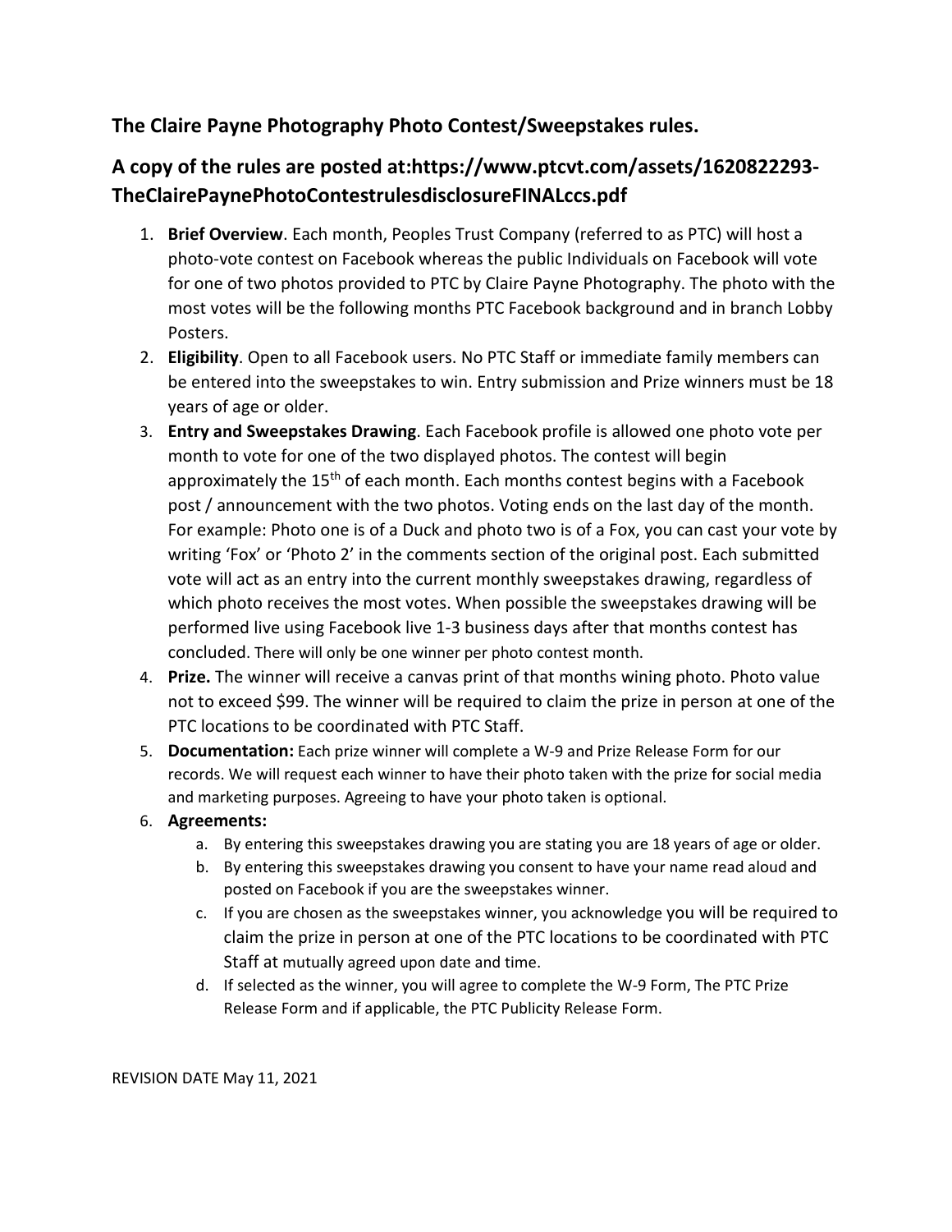## The Claire Payne Photography Photo Contest/Sweepstakes rules.

## A copy of the rules are posted at:https://www.ptcvt.com/assets/1620822293-TheClairePaynePhotoContestrulesdisclosureFINALccs.pdf

1. **Brief Overview**. Each month, Peoples Trust Company (referred to as PTC) will host a photo-vote contest on Facebook whereas the public Individuals on Facebook will vote for one of two photos provided to PTC by Claire Payne Photography. The photo with the most votes will be the following months PTC Facebook background and in branch Lobby Posters.
2. **Eligibility**. Open to all Facebook users. No PTC Staff or immediate family members can be entered into the sweepstakes to win. Entry submission and Prize winners must be 18 years of age or older.
3. **Entry and Sweepstakes Drawing**. Each Facebook profile is allowed one photo vote per month to vote for one of the two displayed photos. The contest will begin approximately the 15th of each month. Each months contest begins with a Facebook post / announcement with the two photos. Voting ends on the last day of the month. For example: Photo one is of a Duck and photo two is of a Fox, you can cast your vote by writing 'Fox' or 'Photo 2' in the comments section of the original post. Each submitted vote will act as an entry into the current monthly sweepstakes drawing, regardless of which photo receives the most votes. When possible the sweepstakes drawing will be performed live using Facebook live 1-3 business days after that months contest has concluded. There will only be one winner per photo contest month.
4. **Prize.** The winner will receive a canvas print of that months wining photo. Photo value not to exceed $99. The winner will be required to claim the prize in person at one of the PTC locations to be coordinated with PTC Staff.
5. **Documentation:** Each prize winner will complete a W-9 and Prize Release Form for our records. We will request each winner to have their photo taken with the prize for social media and marketing purposes. Agreeing to have your photo taken is optional.
6. **Agreements:**
   a. By entering this sweepstakes drawing you are stating you are 18 years of age or older.
   b. By entering this sweepstakes drawing you consent to have your name read aloud and posted on Facebook if you are the sweepstakes winner.
   c. If you are chosen as the sweepstakes winner, you acknowledge you will be required to claim the prize in person at one of the PTC locations to be coordinated with PTC Staff at mutually agreed upon date and time.
   d. If selected as the winner, you will agree to complete the W-9 Form, The PTC Prize Release Form and if applicable, the PTC Publicity Release Form.

REVISION DATE May 11, 2021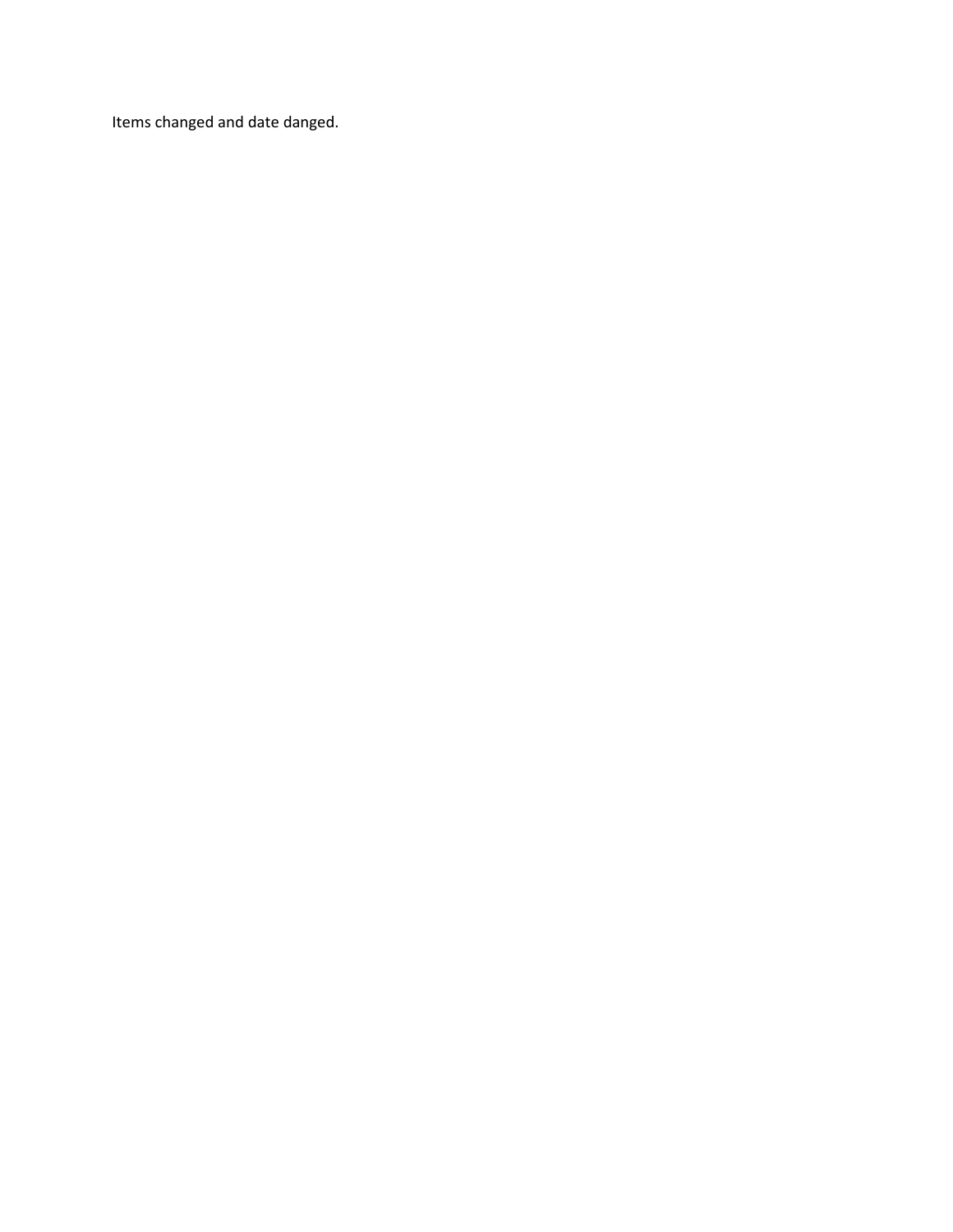Items changed and date danged.